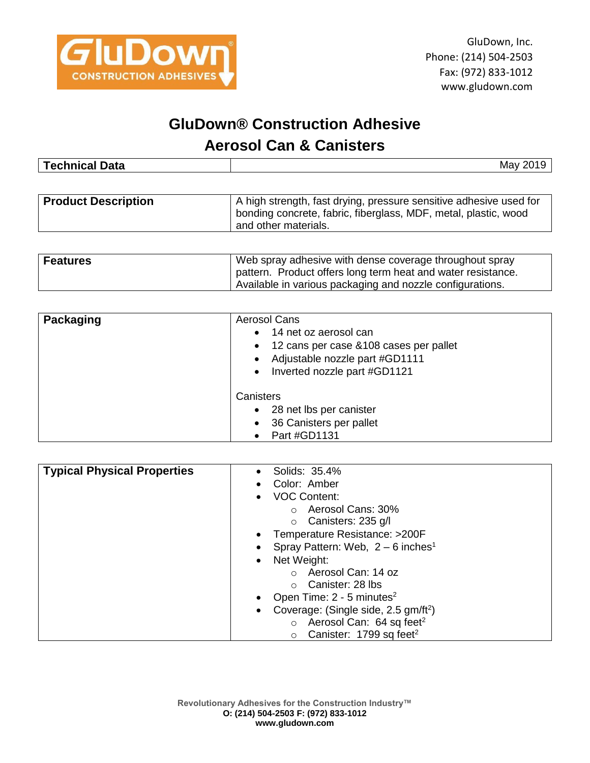GluDown, Inc.
Phone: (214) 504-2503
Fax: (972) 833-1012
www.gludown.com

# GluDown® Construction Adhesive
## Aerosol Can & Canisters

| **Technical Data** | May 2019 |
|---|---|

| **Product Description** | A high strength, fast drying, pressure sensitive adhesive used for bonding concrete, fabric, fiberglass, MDF, metal, plastic, wood and other materials. |
|---|---|

| **Features** | Web spray adhesive with dense coverage throughout spray pattern. Product offers long term heat and water resistance. Available in various packaging and nozzle configurations. |
|---|---|

| **Packaging** | Aerosol Cans<br>• 14 net oz aerosol can<br>• 12 cans per case &108 cases per pallet<br>• Adjustable nozzle part #GD1111<br>• Inverted nozzle part #GD1121<br><br>Canisters<br>• 28 net lbs per canister<br>• 36 Canisters per pallet<br>• Part #GD1131 |
|---|---|

| **Typical Physical Properties** | • Solids: 35.4%<br>• Color: Amber<br>• VOC Content:<br>  ○ Aerosol Cans: 30%<br>  ○ Canisters: 235 g/l<br>• Temperature Resistance: >200F<br>• Spray Pattern: Web, 2 – 6 inches[1]<br>• Net Weight:<br>  ○ Aerosol Can: 14 oz<br>  ○ Canister: 28 lbs<br>• Open Time: 2 - 5 minutes[2]<br>• Coverage: (Single side, 2.5 gm/ft$^2$)<br>  ○ Aerosol Can: 64 sq feet$^2$<br>  ○ Canister: 1799 sq feet$^2$ |
|---|---|

**Revolutionary Adhesives for the Construction Industry™**
**O: (214) 504-2503 F: (972) 833-1012**
**www.gludown.com**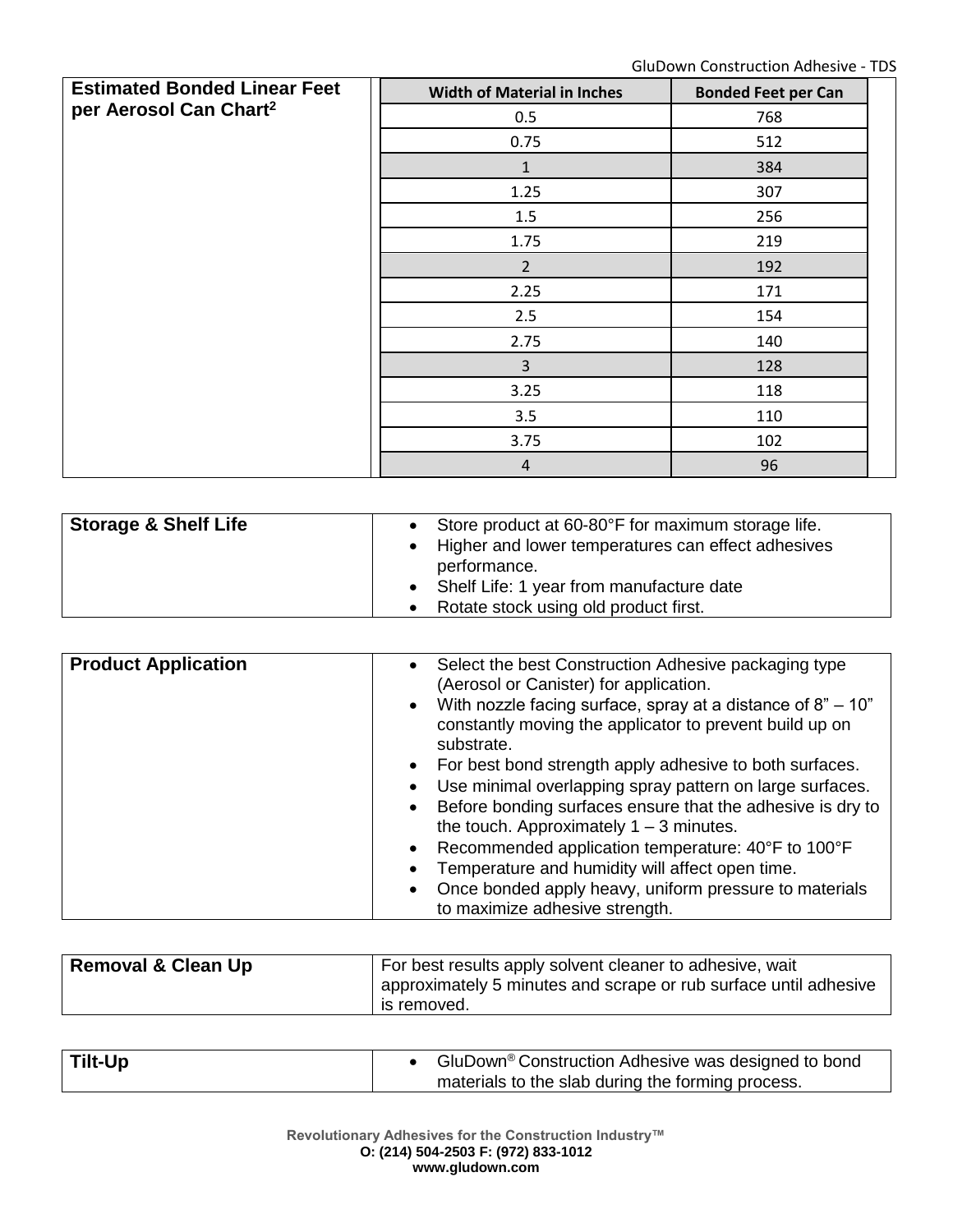## Estimated Bonded Linear Feet per Aerosol Can Chart[2]

| Width of Material in Inches | Bonded Feet per Can |
|---|---|
| 0.5 | 768 |
| 0.75 | 512 |
| 1 | 384 |
| 1.25 | 307 |
| 1.5 | 256 |
| 1.75 | 219 |
| 2 | 192 |
| 2.25 | 171 |
| 2.5 | 154 |
| 2.75 | 140 |
| 3 | 128 |
| 3.25 | 118 |
| 3.5 | 110 |
| 3.75 | 102 |
| 4 | 96 |

## Storage & Shelf Life

- Store product at 60-80°F for maximum storage life.
- Higher and lower temperatures can effect adhesives performance.
- Shelf Life: 1 year from manufacture date
- Rotate stock using old product first.

## Product Application

- Select the best Construction Adhesive packaging type (Aerosol or Canister) for application.
- With nozzle facing surface, spray at a distance of 8" – 10" constantly moving the applicator to prevent build up on substrate.
- For best bond strength apply adhesive to both surfaces.
- Use minimal overlapping spray pattern on large surfaces.
- Before bonding surfaces ensure that the adhesive is dry to the touch. Approximately 1 – 3 minutes.
- Recommended application temperature: 40°F to 100°F
- Temperature and humidity will affect open time.
- Once bonded apply heavy, uniform pressure to materials to maximize adhesive strength.

## Removal & Clean Up

For best results apply solvent cleaner to adhesive, wait approximately 5 minutes and scrape or rub surface until adhesive is removed.

## Tilt-Up

- GluDown® Construction Adhesive was designed to bond materials to the slab during the forming process.

**Revolutionary Adhesives for the Construction Industry™**
**O: (214) 504-2503 F: (972) 833-1012**
**www.gludown.com**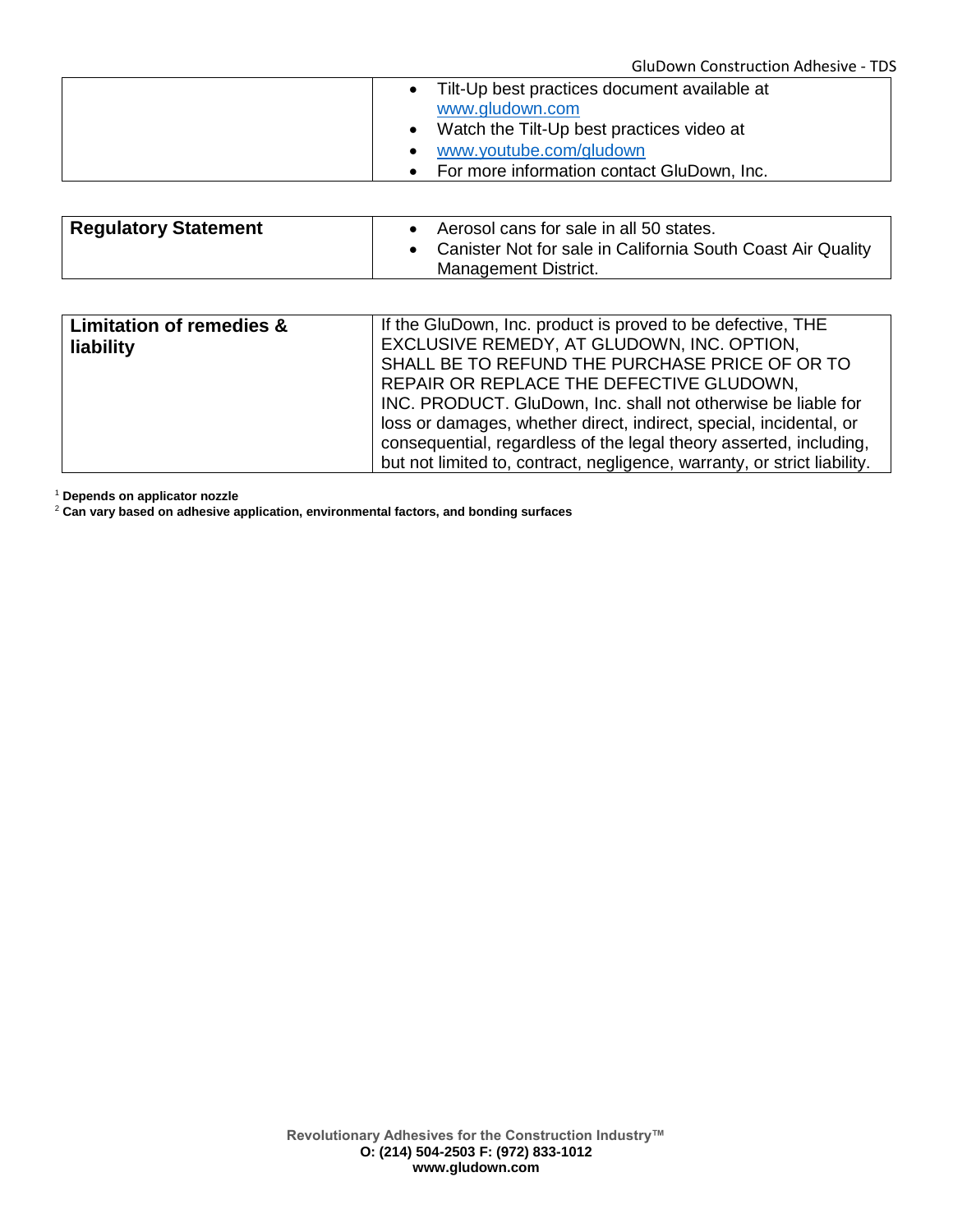| | |
|---|---|
| | • Tilt-Up best practices document available at www.gludown.com<br>• Watch the Tilt-Up best practices video at<br>• www.youtube.com/gludown<br>• For more information contact GluDown, Inc. |

| | |
|---|---|
| **Regulatory Statement** | • Aerosol cans for sale in all 50 states.<br>• Canister Not for sale in California South Coast Air Quality Management District. |

| | |
|---|---|
| **Limitation of remedies & liability** | If the GluDown, Inc. product is proved to be defective, THE EXCLUSIVE REMEDY, AT GLUDOWN, INC. OPTION, SHALL BE TO REFUND THE PURCHASE PRICE OF OR TO REPAIR OR REPLACE THE DEFECTIVE GLUDOWN, INC. PRODUCT. GluDown, Inc. shall not otherwise be liable for loss or damages, whether direct, indirect, special, incidental, or consequential, regardless of the legal theory asserted, including, but not limited to, contract, negligence, warranty, or strict liability. |

[1] **Depends on applicator nozzle**

[2] **Can vary based on adhesive application, environmental factors, and bonding surfaces**

**Revolutionary Adhesives for the Construction Industry™**
**O: (214) 504-2503 F: (972) 833-1012**
**www.gludown.com**